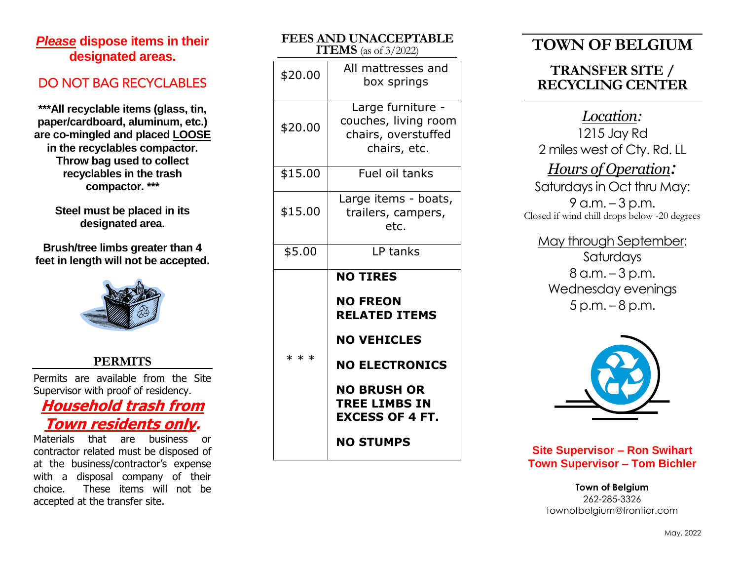***Please*** **dispose items in their designated areas.**

DO NOT BAG RECYCLABLES

**\*\*\*All recyclable items (glass, tin, paper/cardboard, aluminum, etc.) are co-mingled and placed <u>LOOSE</u> in the recyclables compactor. Throw bag used to collect recyclables in the trash compactor. \*\*\***

**Steel must be placed in its designated area.**

**Brush/tree limbs greater than 4 feet in length will not be accepted.**

## PERMITS

Permits are available from the Site Supervisor with proof of residency.

***Household trash from Town residents only.***

Materials that are business or contractor related must be disposed of at the business/contractor's expense with a disposal company of their choice. These items will not be accepted at the transfer site.

## FEES AND UNACCEPTABLE ITEMS (as of 3/2022)

| Fee | Item |
|---|---|
| $20.00 | All mattresses and box springs |
| $20.00 | Large furniture - couches, living room chairs, overstuffed chairs, etc. |
| $15.00 | Fuel oil tanks |
| $15.00 | Large items - boats, trailers, campers, etc. |
| $5.00 | LP tanks |
| * * * | **NO TIRES**<br>**NO FREON RELATED ITEMS**<br>**NO VEHICLES**<br>**NO ELECTRONICS**<br>**NO BRUSH OR TREE LIMBS IN EXCESS OF 4 FT.**<br>**NO STUMPS** |

# TOWN OF BELGIUM

## TRANSFER SITE / RECYCLING CENTER

***Location:***
1215 Jay Rd
2 miles west of Cty. Rd. LL

***Hours of Operation:***
Saturdays in Oct thru May:
9 a.m. – 3 p.m.
Closed if wind chill drops below -20 degrees

<u>May through September</u>:
Saturdays
8 a.m. – 3 p.m.
Wednesday evenings
5 p.m. – 8 p.m.

**Site Supervisor – Ron Swihart**
**Town Supervisor – Tom Bichler**

**Town of Belgium**
262-285-3326
townofbelgium@frontier.com

May, 2022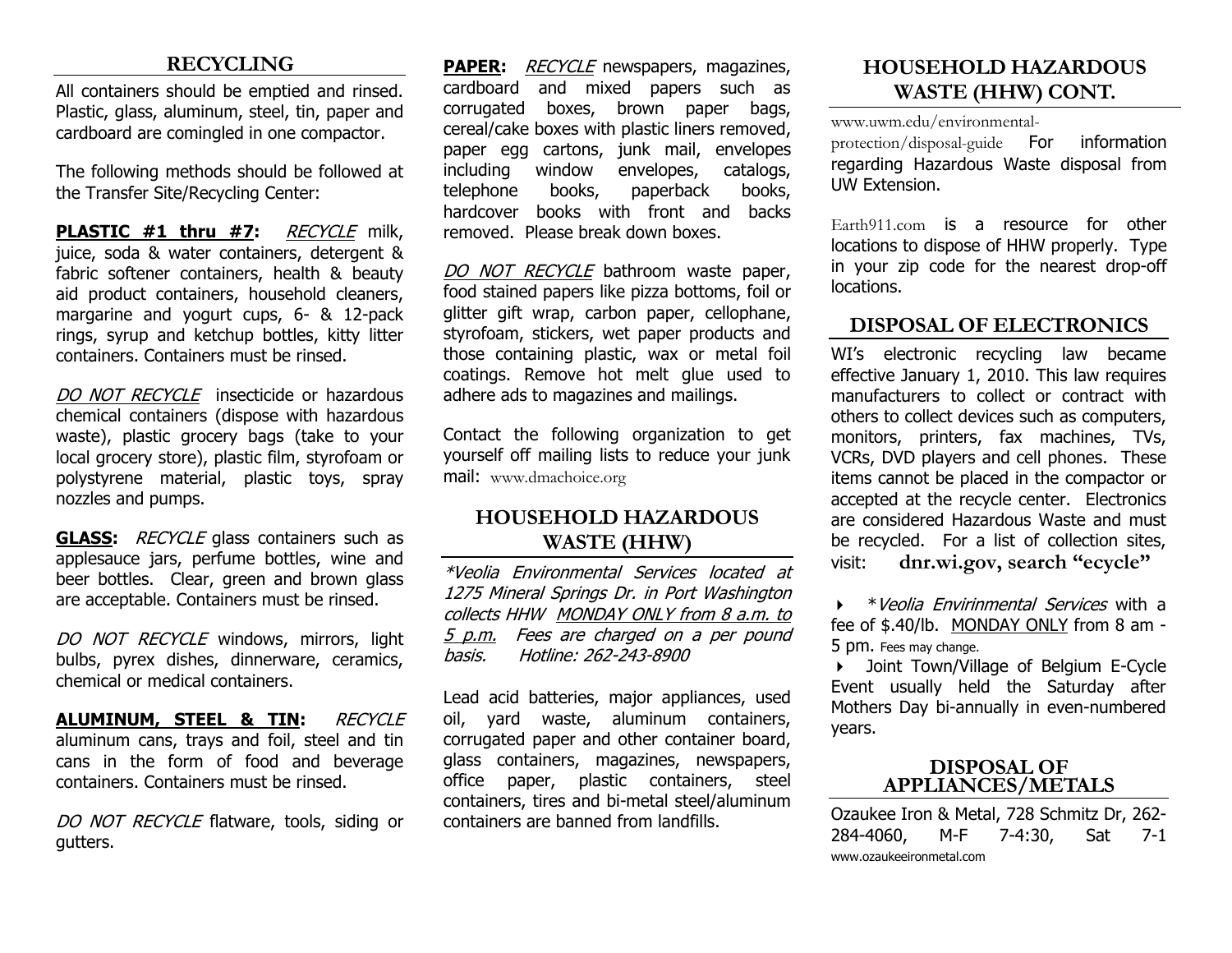## RECYCLING

All containers should be emptied and rinsed. Plastic, glass, aluminum, steel, tin, paper and cardboard are comingled in one compactor.

The following methods should be followed at the Transfer Site/Recycling Center:

**PLASTIC #1 thru #7:** *RECYCLE* milk, juice, soda & water containers, detergent & fabric softener containers, health & beauty aid product containers, household cleaners, margarine and yogurt cups, 6- & 12-pack rings, syrup and ketchup bottles, kitty litter containers. Containers must be rinsed.

*DO NOT RECYCLE* insecticide or hazardous chemical containers (dispose with hazardous waste), plastic grocery bags (take to your local grocery store), plastic film, styrofoam or polystyrene material, plastic toys, spray nozzles and pumps.

**GLASS:** *RECYCLE* glass containers such as applesauce jars, perfume bottles, wine and beer bottles. Clear, green and brown glass are acceptable. Containers must be rinsed.

*DO NOT RECYCLE* windows, mirrors, light bulbs, pyrex dishes, dinnerware, ceramics, chemical or medical containers.

**ALUMINUM, STEEL & TIN:** *RECYCLE* aluminum cans, trays and foil, steel and tin cans in the form of food and beverage containers. Containers must be rinsed.

*DO NOT RECYCLE* flatware, tools, siding or gutters.

**PAPER:** *RECYCLE* newspapers, magazines, cardboard and mixed papers such as corrugated boxes, brown paper bags, cereal/cake boxes with plastic liners removed, paper egg cartons, junk mail, envelopes including window envelopes, catalogs, telephone books, paperback books, hardcover books with front and backs removed. Please break down boxes.

*DO NOT RECYCLE* bathroom waste paper, food stained papers like pizza bottoms, foil or glitter gift wrap, carbon paper, cellophane, styrofoam, stickers, wet paper products and those containing plastic, wax or metal foil coatings. Remove hot melt glue used to adhere ads to magazines and mailings.

Contact the following organization to get yourself off mailing lists to reduce your junk mail: www.dmachoice.org

## HOUSEHOLD HAZARDOUS WASTE (HHW)

*\*Veolia Environmental Services located at 1275 Mineral Springs Dr. in Port Washington collects HHW MONDAY ONLY from 8 a.m. to 5 p.m. Fees are charged on a per pound basis. Hotline: 262-243-8900*

Lead acid batteries, major appliances, used oil, yard waste, aluminum containers, corrugated paper and other container board, glass containers, magazines, newspapers, office paper, plastic containers, steel containers, tires and bi-metal steel/aluminum containers are banned from landfills.

## HOUSEHOLD HAZARDOUS WASTE (HHW) CONT.

www.uwm.edu/environmental-protection/disposal-guide For information regarding Hazardous Waste disposal from UW Extension.

Earth911.com is a resource for other locations to dispose of HHW properly. Type in your zip code for the nearest drop-off locations.

## DISPOSAL OF ELECTRONICS

WI's electronic recycling law became effective January 1, 2010. This law requires manufacturers to collect or contract with others to collect devices such as computers, monitors, printers, fax machines, TVs, VCRs, DVD players and cell phones. These items cannot be placed in the compactor or accepted at the recycle center. Electronics are considered Hazardous Waste and must be recycled. For a list of collection sites, visit: **dnr.wi.gov, search "ecycle"**

- \**Veolia Envirinmental Services* with a fee of $.40/lb. MONDAY ONLY from 8 am - 5 pm. Fees may change.
- Joint Town/Village of Belgium E-Cycle Event usually held the Saturday after Mothers Day bi-annually in even-numbered years.

## DISPOSAL OF APPLIANCES/METALS

Ozaukee Iron & Metal, 728 Schmitz Dr, 262-284-4060, M-F 7-4:30, Sat 7-1
www.ozaukeeironmetal.com